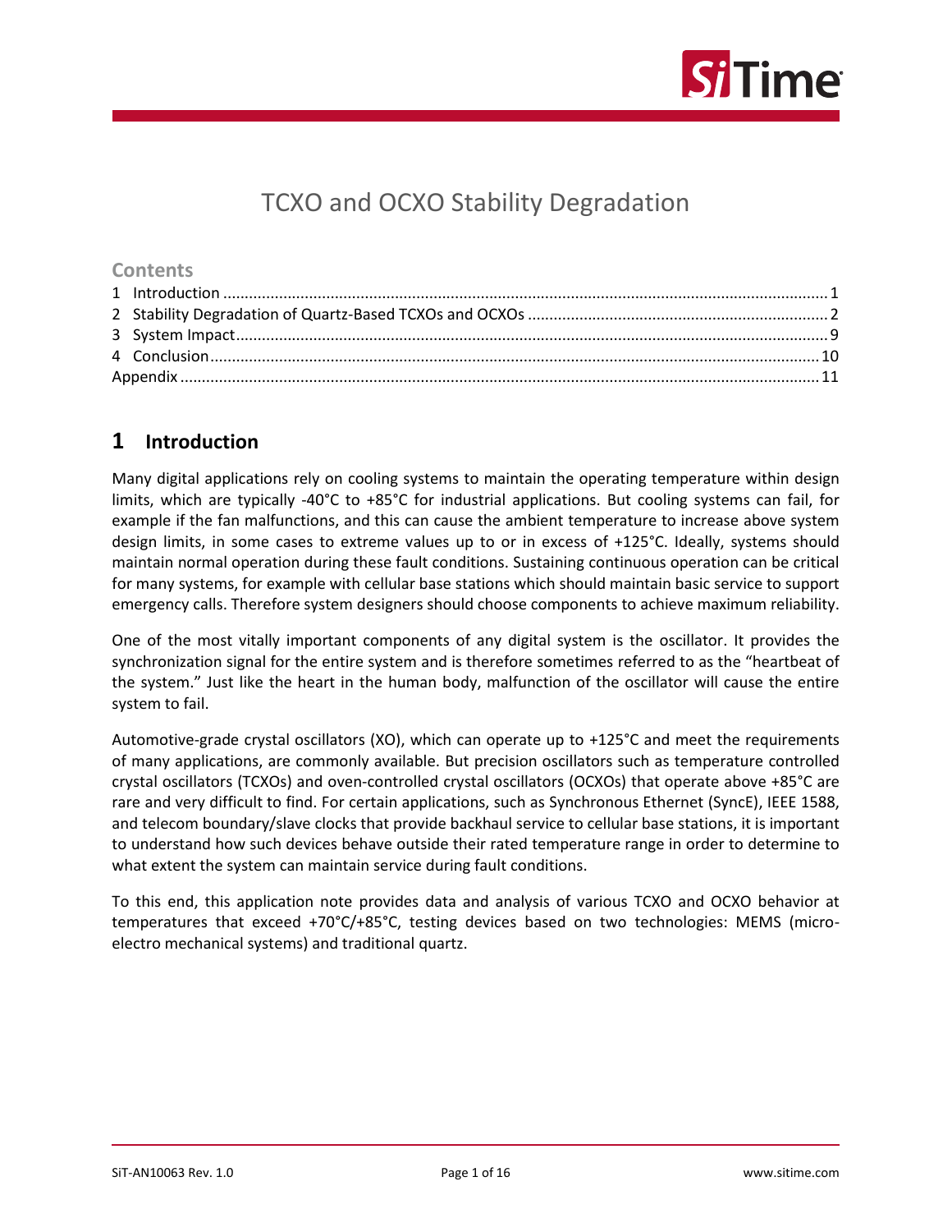# TCXO and OCXO Stability Degradation

## Contents

1 Introduction ........................................................................................................................................... 1
2 Stability Degradation of Quartz-Based TCXOs and OCXOs ..................................................................... 2
3 System Impact ........................................................................................................................................ 9
4 Conclusion ............................................................................................................................................ 10
Appendix ................................................................................................................................................... 11

## 1 Introduction

Many digital applications rely on cooling systems to maintain the operating temperature within design limits, which are typically -40°C to +85°C for industrial applications. But cooling systems can fail, for example if the fan malfunctions, and this can cause the ambient temperature to increase above system design limits, in some cases to extreme values up to or in excess of +125°C. Ideally, systems should maintain normal operation during these fault conditions. Sustaining continuous operation can be critical for many systems, for example with cellular base stations which should maintain basic service to support emergency calls. Therefore system designers should choose components to achieve maximum reliability.

One of the most vitally important components of any digital system is the oscillator. It provides the synchronization signal for the entire system and is therefore sometimes referred to as the "heartbeat of the system." Just like the heart in the human body, malfunction of the oscillator will cause the entire system to fail.

Automotive-grade crystal oscillators (XO), which can operate up to +125°C and meet the requirements of many applications, are commonly available. But precision oscillators such as temperature controlled crystal oscillators (TCXOs) and oven-controlled crystal oscillators (OCXOs) that operate above +85°C are rare and very difficult to find. For certain applications, such as Synchronous Ethernet (SyncE), IEEE 1588, and telecom boundary/slave clocks that provide backhaul service to cellular base stations, it is important to understand how such devices behave outside their rated temperature range in order to determine to what extent the system can maintain service during fault conditions.

To this end, this application note provides data and analysis of various TCXO and OCXO behavior at temperatures that exceed +70°C/+85°C, testing devices based on two technologies: MEMS (micro-electro mechanical systems) and traditional quartz.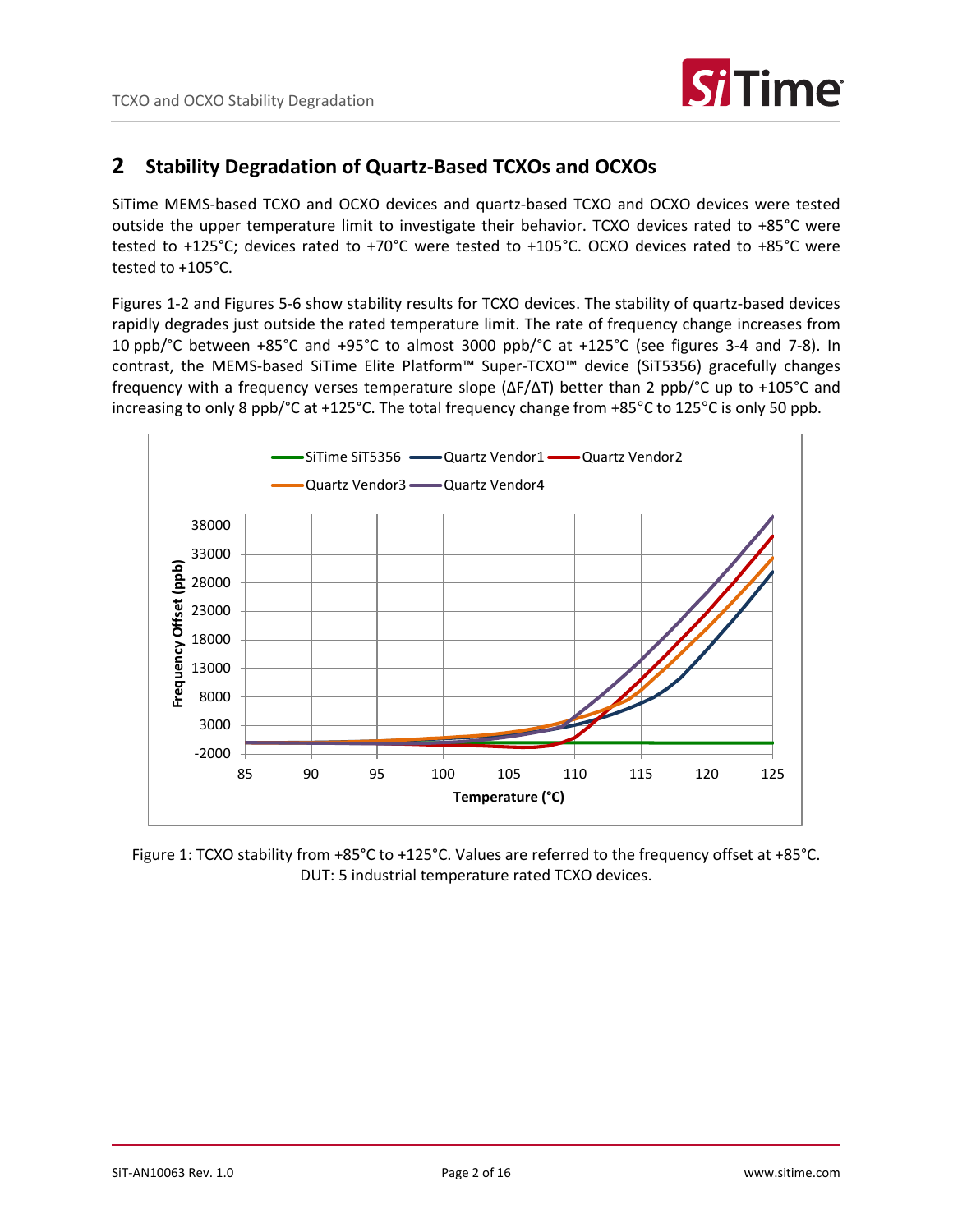## 2 Stability Degradation of Quartz-Based TCXOs and OCXOs

SiTime MEMS-based TCXO and OCXO devices and quartz-based TCXO and OCXO devices were tested outside the upper temperature limit to investigate their behavior. TCXO devices rated to +85°C were tested to +125°C; devices rated to +70°C were tested to +105°C. OCXO devices rated to +85°C were tested to +105°C.

Figures 1-2 and Figures 5-6 show stability results for TCXO devices. The stability of quartz-based devices rapidly degrades just outside the rated temperature limit. The rate of frequency change increases from 10 ppb/°C between +85°C and +95°C to almost 3000 ppb/°C at +125°C (see figures 3-4 and 7-8). In contrast, the MEMS-based SiTime Elite Platform™ Super-TCXO™ device (SiT5356) gracefully changes frequency with a frequency verses temperature slope ($\Delta F/\Delta T$) better than 2 ppb/°C up to +105°C and increasing to only 8 ppb/°C at +125°C. The total frequency change from +85°C to 125°C is only 50 ppb.

Figure 1: TCXO stability from +85°C to +125°C. Values are referred to the frequency offset at +85°C. DUT: 5 industrial temperature rated TCXO devices.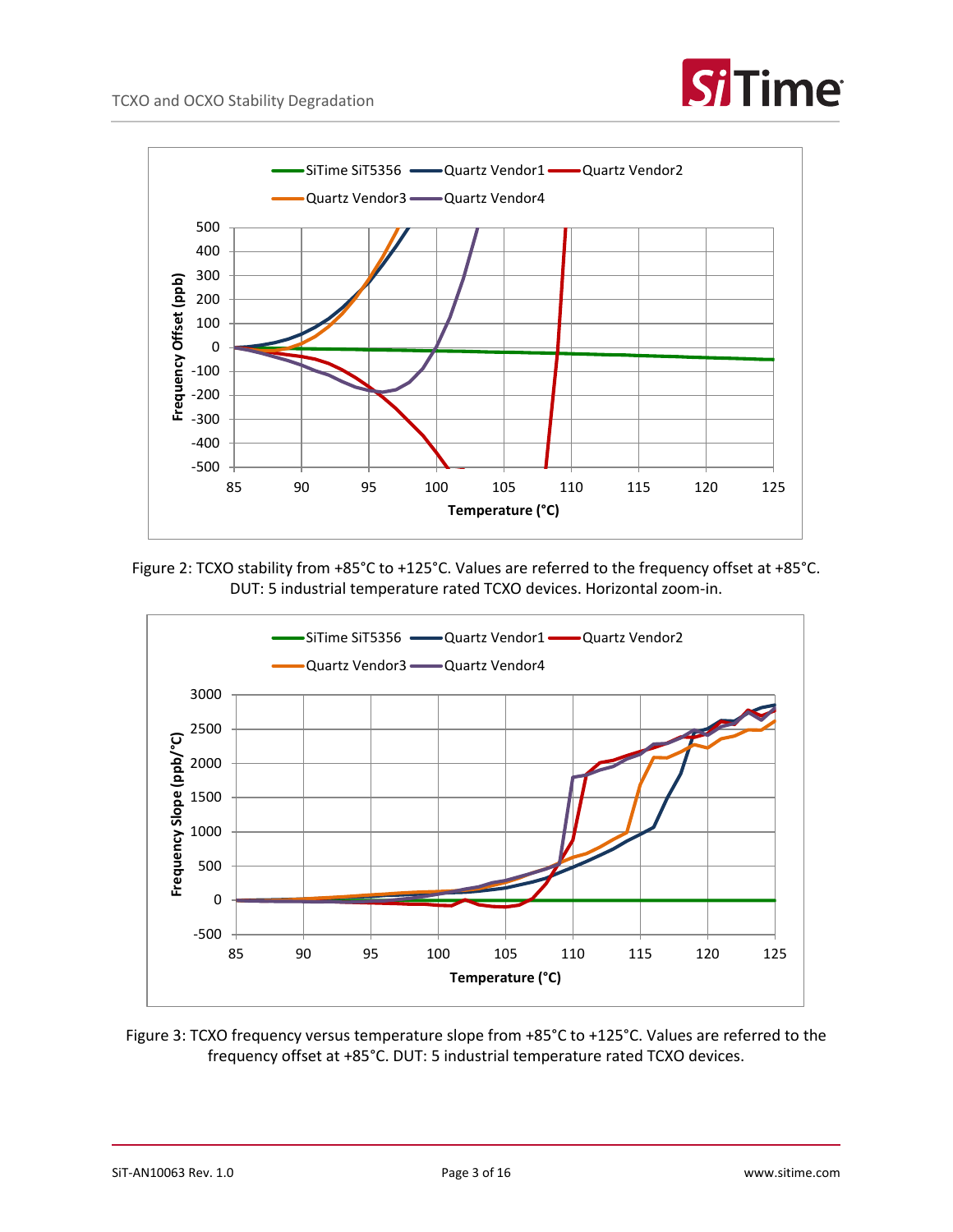Figure 2: TCXO stability from +85°C to +125°C. Values are referred to the frequency offset at +85°C. DUT: 5 industrial temperature rated TCXO devices. Horizontal zoom-in.

Figure 3: TCXO frequency versus temperature slope from +85°C to +125°C. Values are referred to the frequency offset at +85°C. DUT: 5 industrial temperature rated TCXO devices.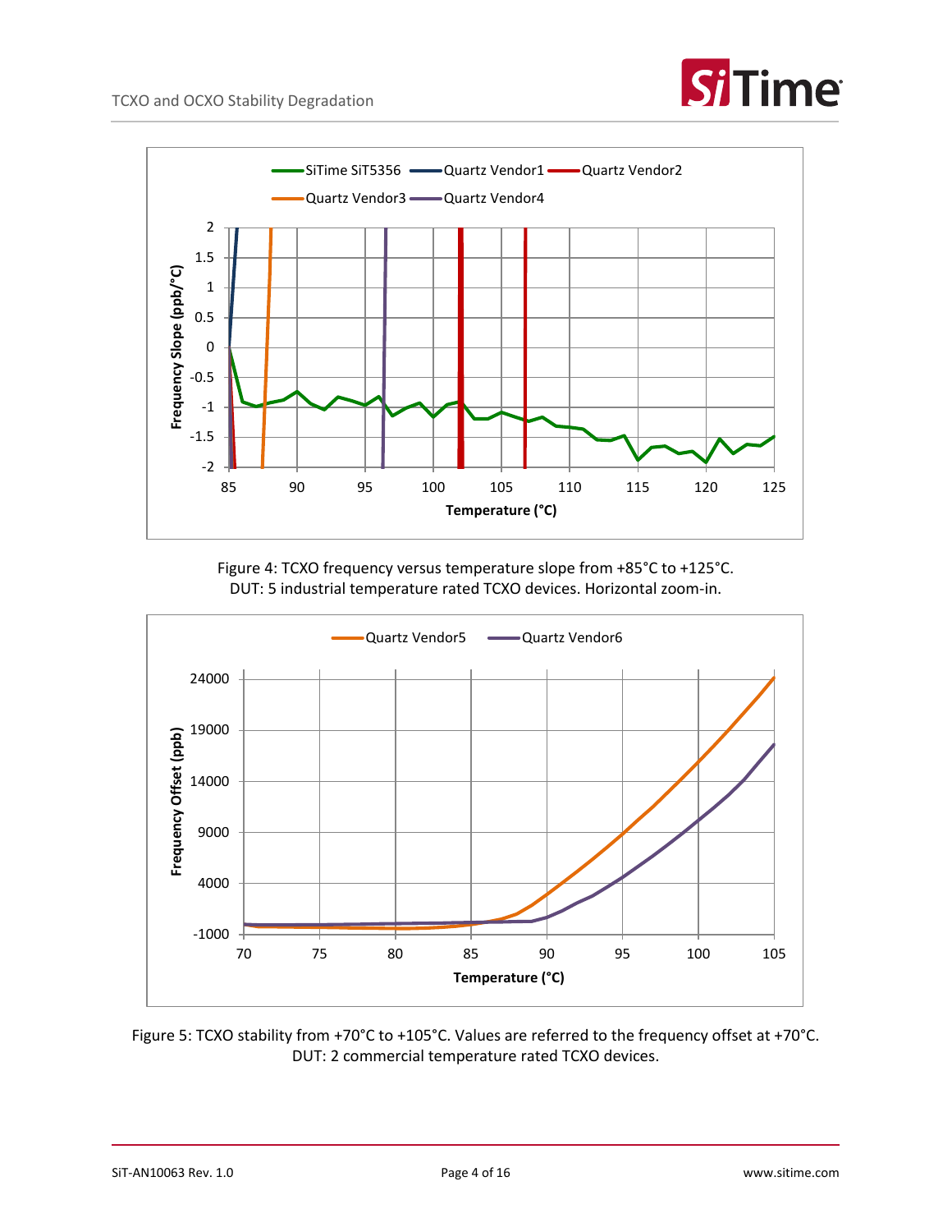Figure 4: TCXO frequency versus temperature slope from +85°C to +125°C.
DUT: 5 industrial temperature rated TCXO devices. Horizontal zoom-in.

Figure 5: TCXO stability from +70°C to +105°C. Values are referred to the frequency offset at +70°C.
DUT: 2 commercial temperature rated TCXO devices.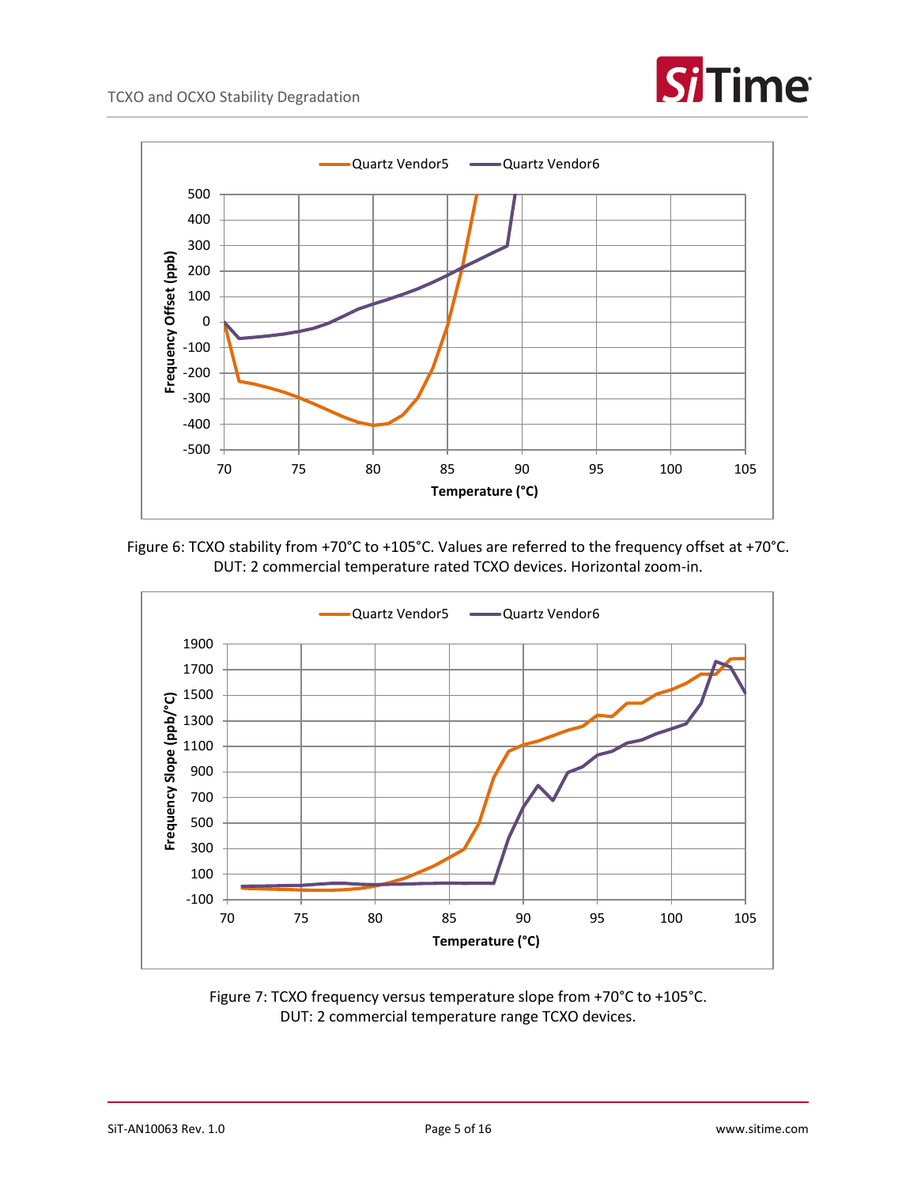Figure 6: TCXO stability from +70°C to +105°C. Values are referred to the frequency offset at +70°C. DUT: 2 commercial temperature rated TCXO devices. Horizontal zoom-in.

Figure 7: TCXO frequency versus temperature slope from +70°C to +105°C. DUT: 2 commercial temperature range TCXO devices.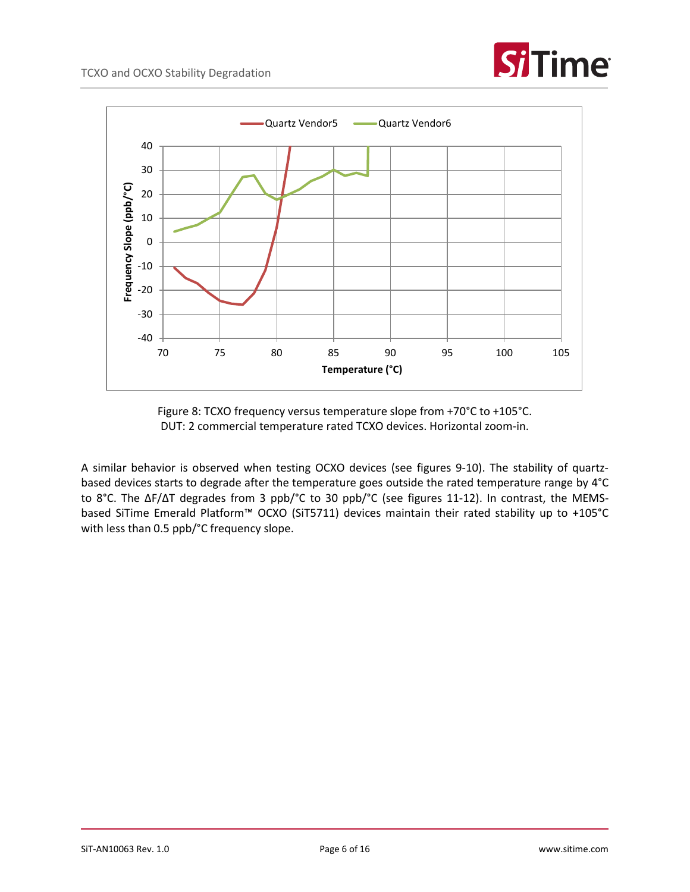Figure 8: TCXO frequency versus temperature slope from +70°C to +105°C.
DUT: 2 commercial temperature rated TCXO devices. Horizontal zoom-in.

A similar behavior is observed when testing OCXO devices (see figures 9-10). The stability of quartz-based devices starts to degrade after the temperature goes outside the rated temperature range by 4°C to 8°C. The ΔF/ΔT degrades from 3 ppb/°C to 30 ppb/°C (see figures 11-12). In contrast, the MEMS-based SiTime Emerald Platform™ OCXO (SiT5711) devices maintain their rated stability up to +105°C with less than 0.5 ppb/°C frequency slope.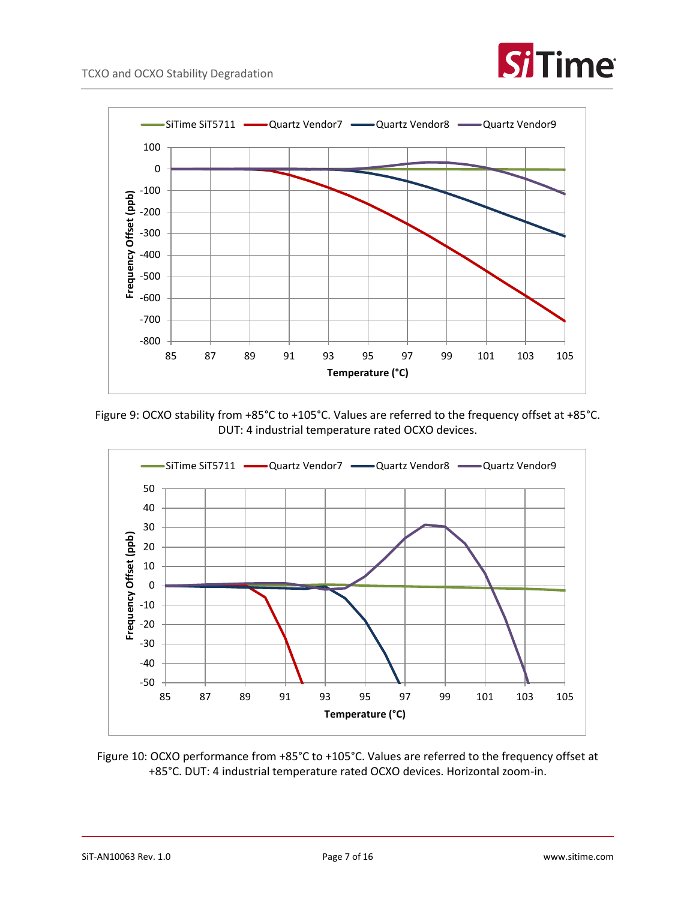Figure 9: OCXO stability from +85°C to +105°C. Values are referred to the frequency offset at +85°C. DUT: 4 industrial temperature rated OCXO devices.

Figure 10: OCXO performance from +85°C to +105°C. Values are referred to the frequency offset at +85°C. DUT: 4 industrial temperature rated OCXO devices. Horizontal zoom-in.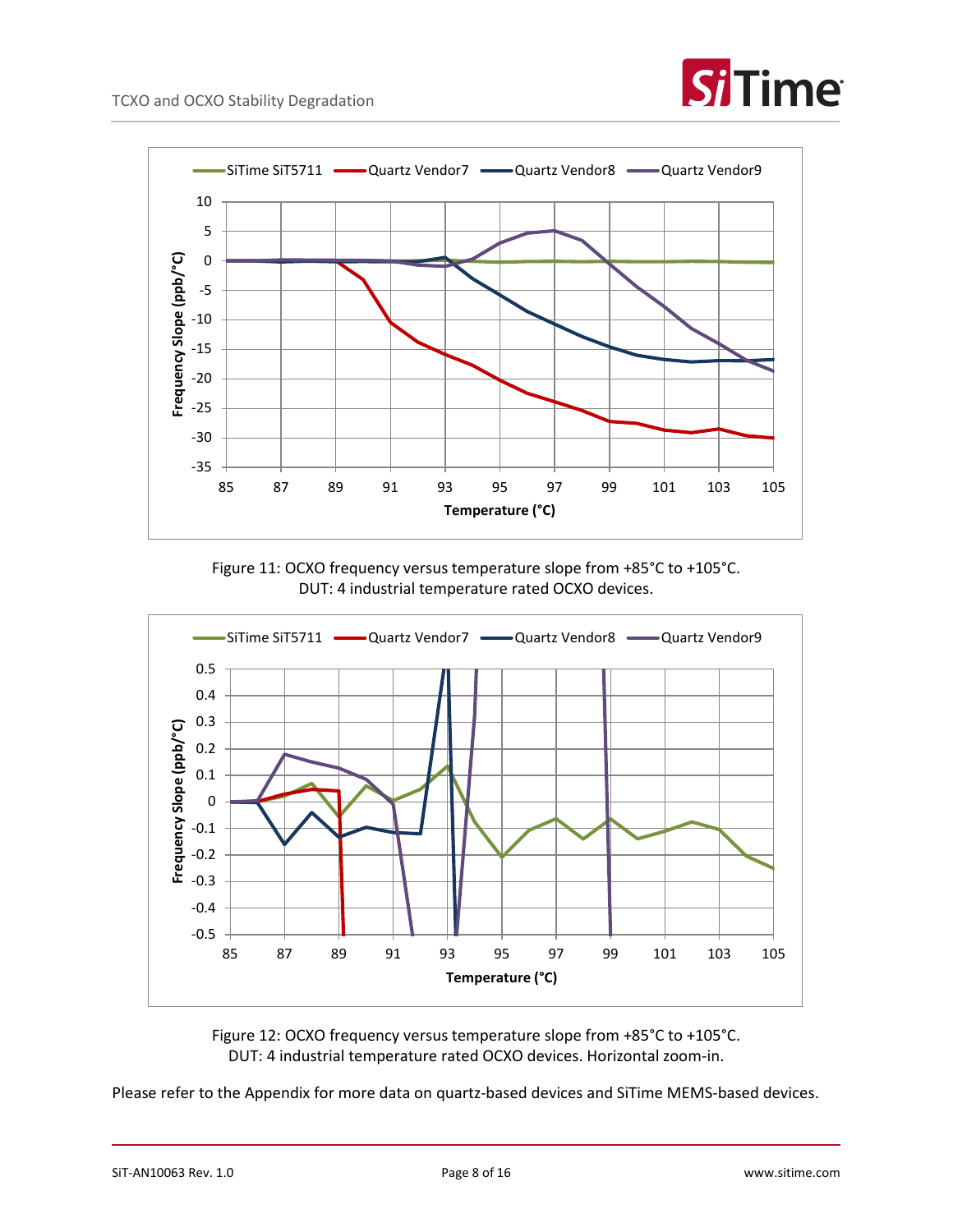Figure 11: OCXO frequency versus temperature slope from +85°C to +105°C.
DUT: 4 industrial temperature rated OCXO devices.

Figure 12: OCXO frequency versus temperature slope from +85°C to +105°C.
DUT: 4 industrial temperature rated OCXO devices. Horizontal zoom-in.

Please refer to the Appendix for more data on quartz-based devices and SiTime MEMS-based devices.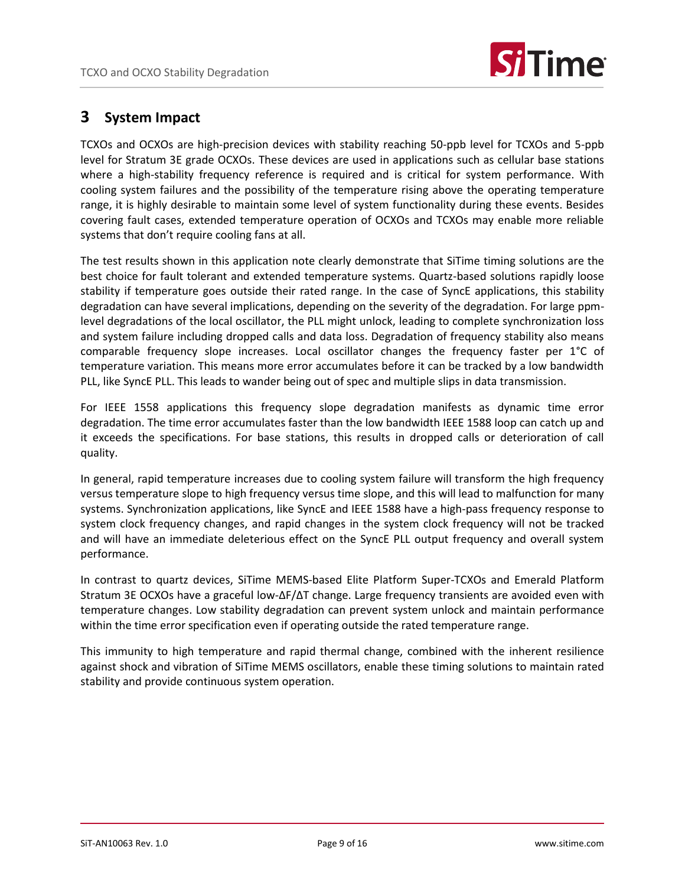## 3 System Impact

TCXOs and OCXOs are high-precision devices with stability reaching 50-ppb level for TCXOs and 5-ppb level for Stratum 3E grade OCXOs. These devices are used in applications such as cellular base stations where a high-stability frequency reference is required and is critical for system performance. With cooling system failures and the possibility of the temperature rising above the operating temperature range, it is highly desirable to maintain some level of system functionality during these events. Besides covering fault cases, extended temperature operation of OCXOs and TCXOs may enable more reliable systems that don't require cooling fans at all.

The test results shown in this application note clearly demonstrate that SiTime timing solutions are the best choice for fault tolerant and extended temperature systems. Quartz-based solutions rapidly loose stability if temperature goes outside their rated range. In the case of SyncE applications, this stability degradation can have several implications, depending on the severity of the degradation. For large ppm-level degradations of the local oscillator, the PLL might unlock, leading to complete synchronization loss and system failure including dropped calls and data loss. Degradation of frequency stability also means comparable frequency slope increases. Local oscillator changes the frequency faster per 1°C of temperature variation. This means more error accumulates before it can be tracked by a low bandwidth PLL, like SyncE PLL. This leads to wander being out of spec and multiple slips in data transmission.

For IEEE 1558 applications this frequency slope degradation manifests as dynamic time error degradation. The time error accumulates faster than the low bandwidth IEEE 1588 loop can catch up and it exceeds the specifications. For base stations, this results in dropped calls or deterioration of call quality.

In general, rapid temperature increases due to cooling system failure will transform the high frequency versus temperature slope to high frequency versus time slope, and this will lead to malfunction for many systems. Synchronization applications, like SyncE and IEEE 1588 have a high-pass frequency response to system clock frequency changes, and rapid changes in the system clock frequency will not be tracked and will have an immediate deleterious effect on the SyncE PLL output frequency and overall system performance.

In contrast to quartz devices, SiTime MEMS-based Elite Platform Super-TCXOs and Emerald Platform Stratum 3E OCXOs have a graceful low-$\Delta F/\Delta T$ change. Large frequency transients are avoided even with temperature changes. Low stability degradation can prevent system unlock and maintain performance within the time error specification even if operating outside the rated temperature range.

This immunity to high temperature and rapid thermal change, combined with the inherent resilience against shock and vibration of SiTime MEMS oscillators, enable these timing solutions to maintain rated stability and provide continuous system operation.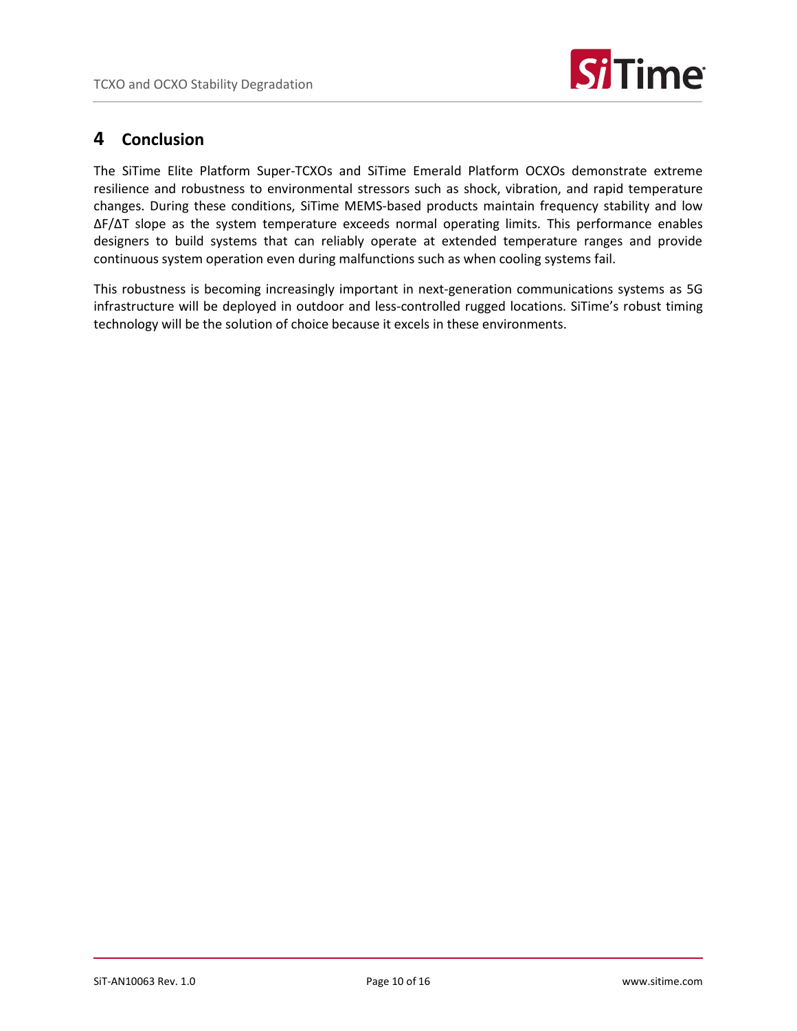## 4 Conclusion

The SiTime Elite Platform Super-TCXOs and SiTime Emerald Platform OCXOs demonstrate extreme resilience and robustness to environmental stressors such as shock, vibration, and rapid temperature changes. During these conditions, SiTime MEMS-based products maintain frequency stability and low $\Delta F/\Delta T$ slope as the system temperature exceeds normal operating limits. This performance enables designers to build systems that can reliably operate at extended temperature ranges and provide continuous system operation even during malfunctions such as when cooling systems fail.

This robustness is becoming increasingly important in next-generation communications systems as 5G infrastructure will be deployed in outdoor and less-controlled rugged locations. SiTime's robust timing technology will be the solution of choice because it excels in these environments.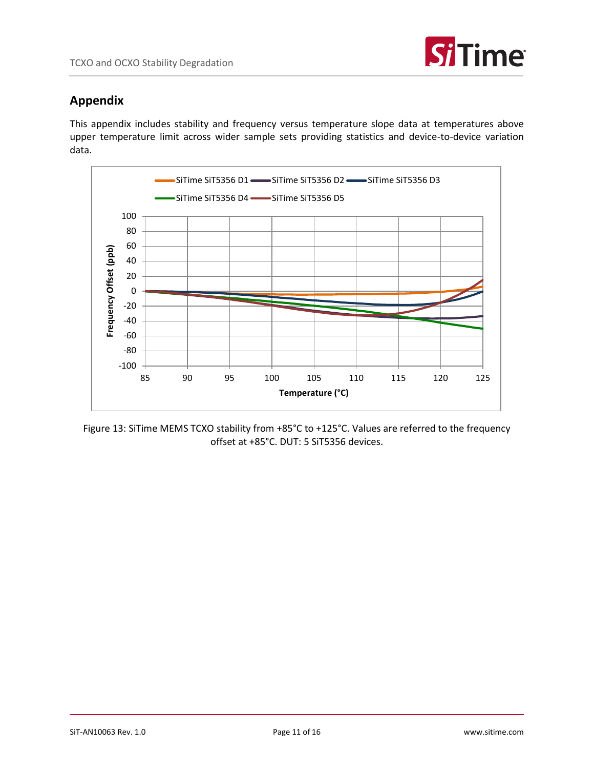## Appendix

This appendix includes stability and frequency versus temperature slope data at temperatures above upper temperature limit across wider sample sets providing statistics and device-to-device variation data.

Figure 13: SiTime MEMS TCXO stability from +85°C to +125°C. Values are referred to the frequency offset at +85°C. DUT: 5 SiT5356 devices.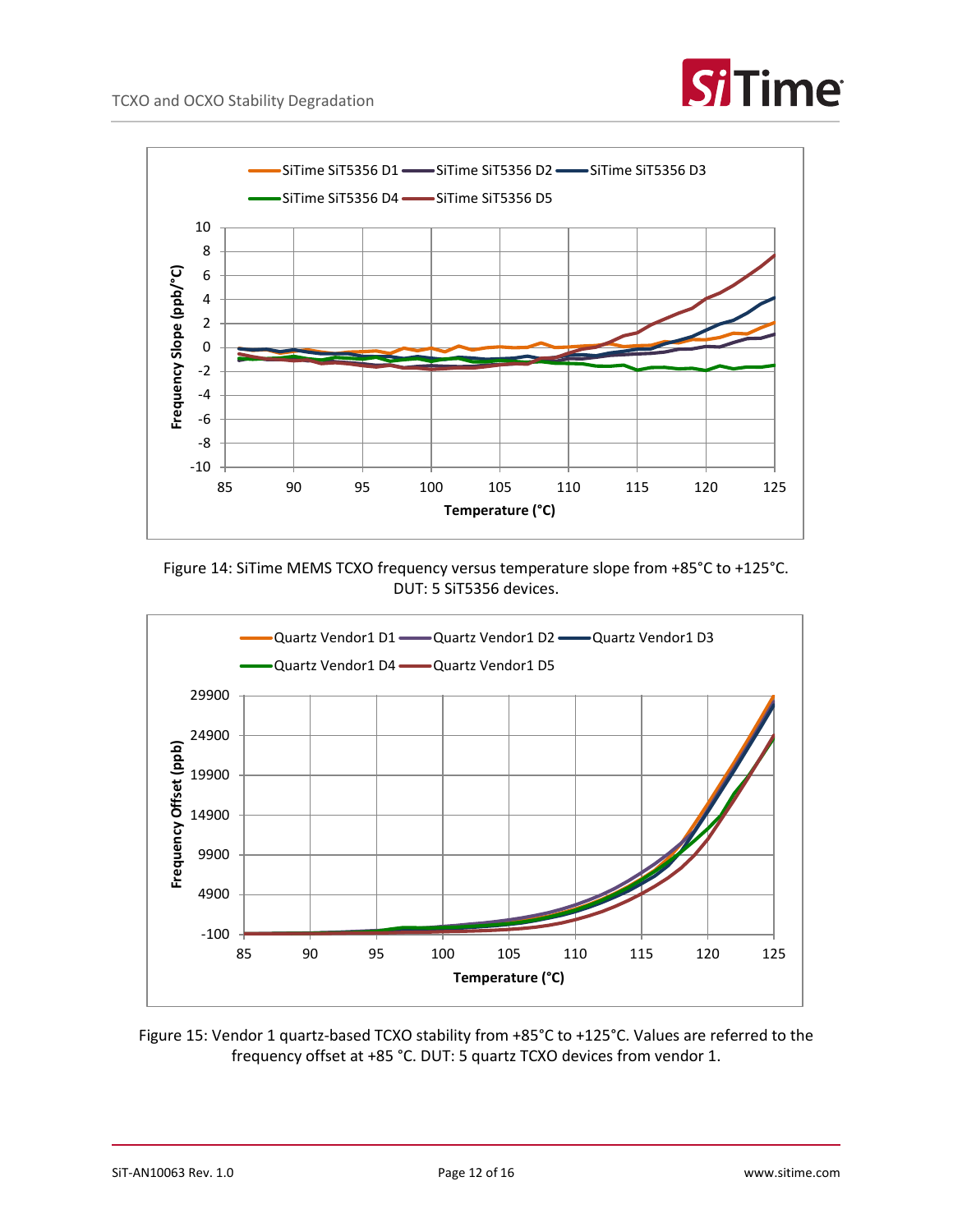Figure 14: SiTime MEMS TCXO frequency versus temperature slope from +85°C to +125°C. DUT: 5 SiT5356 devices.

Figure 15: Vendor 1 quartz-based TCXO stability from +85°C to +125°C. Values are referred to the frequency offset at +85 °C. DUT: 5 quartz TCXO devices from vendor 1.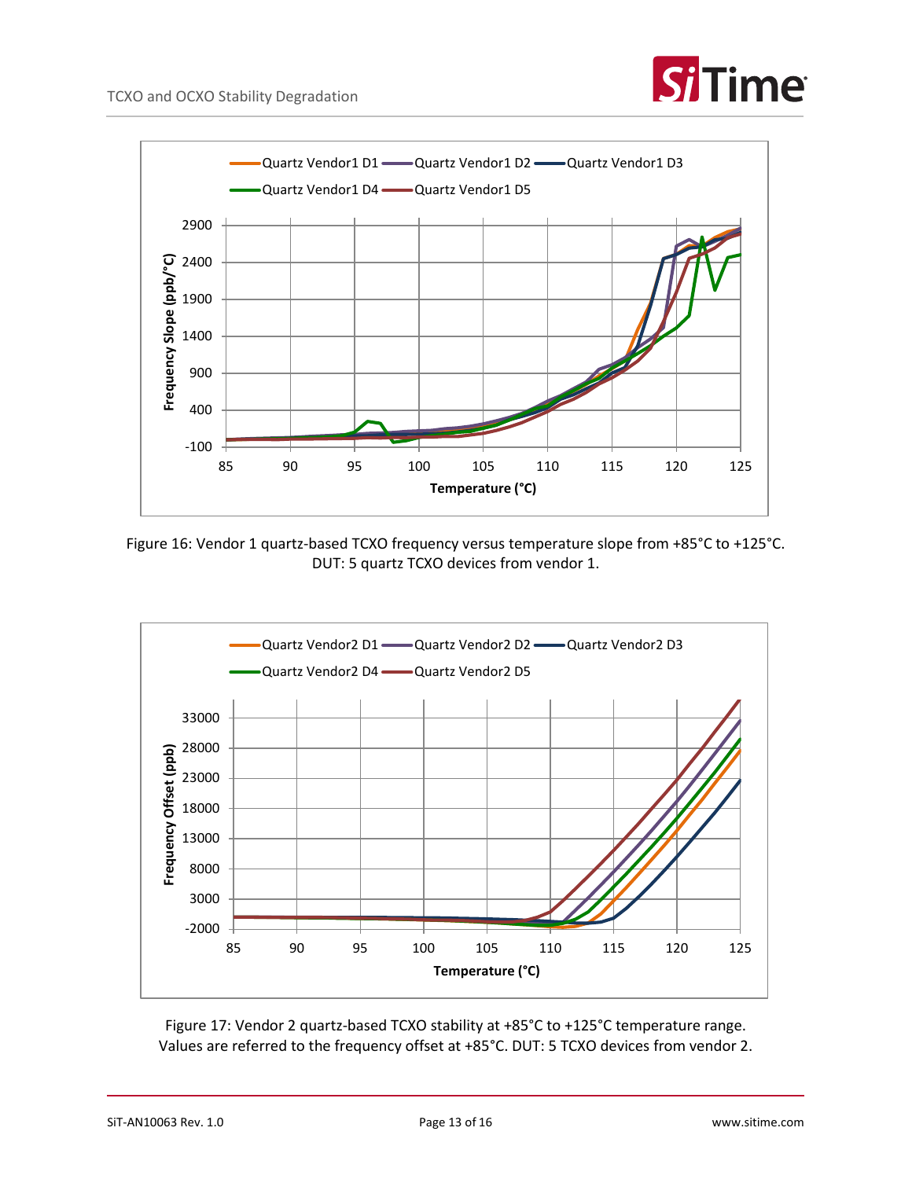Figure 16: Vendor 1 quartz-based TCXO frequency versus temperature slope from +85°C to +125°C. DUT: 5 quartz TCXO devices from vendor 1.

Figure 17: Vendor 2 quartz-based TCXO stability at +85°C to +125°C temperature range. Values are referred to the frequency offset at +85°C. DUT: 5 TCXO devices from vendor 2.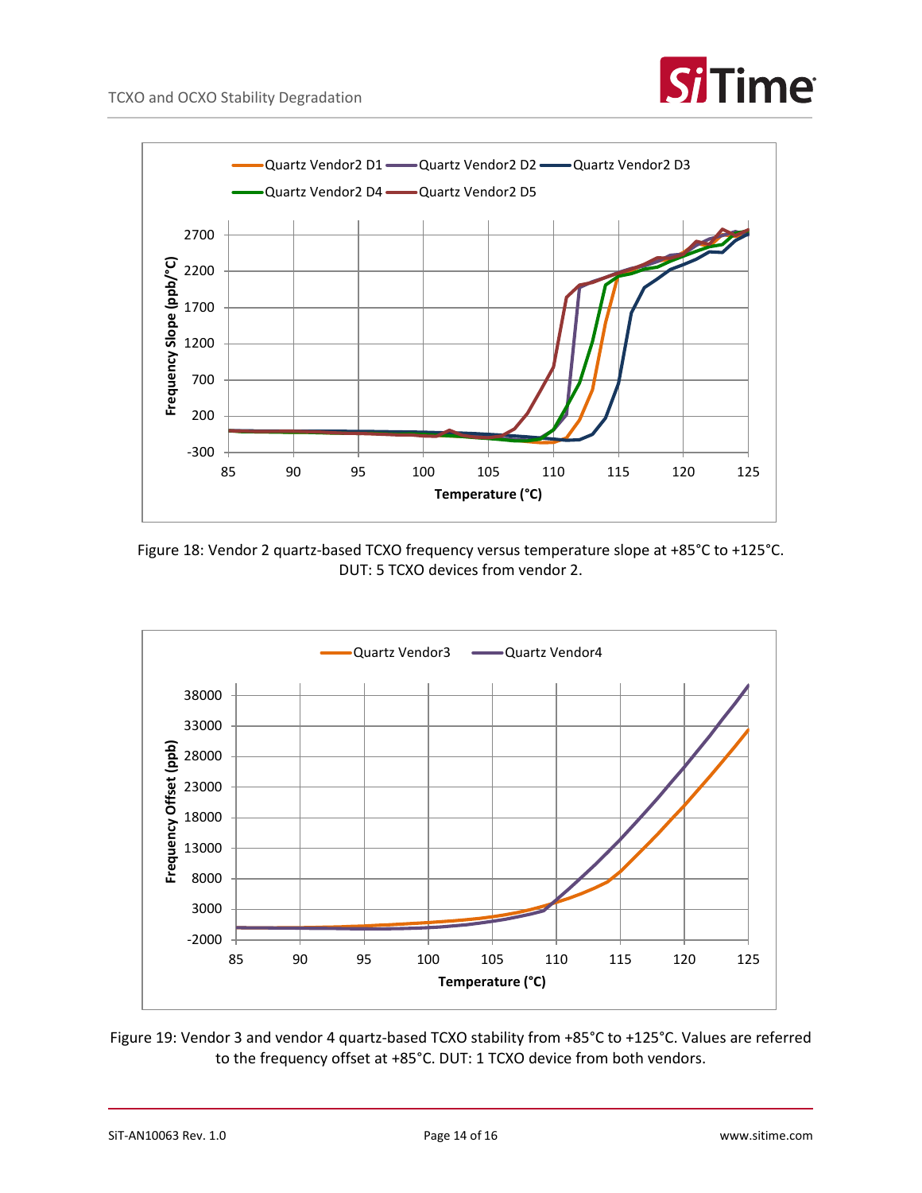Figure 18: Vendor 2 quartz-based TCXO frequency versus temperature slope at +85°C to +125°C. DUT: 5 TCXO devices from vendor 2.

Figure 19: Vendor 3 and vendor 4 quartz-based TCXO stability from +85°C to +125°C. Values are referred to the frequency offset at +85°C. DUT: 1 TCXO device from both vendors.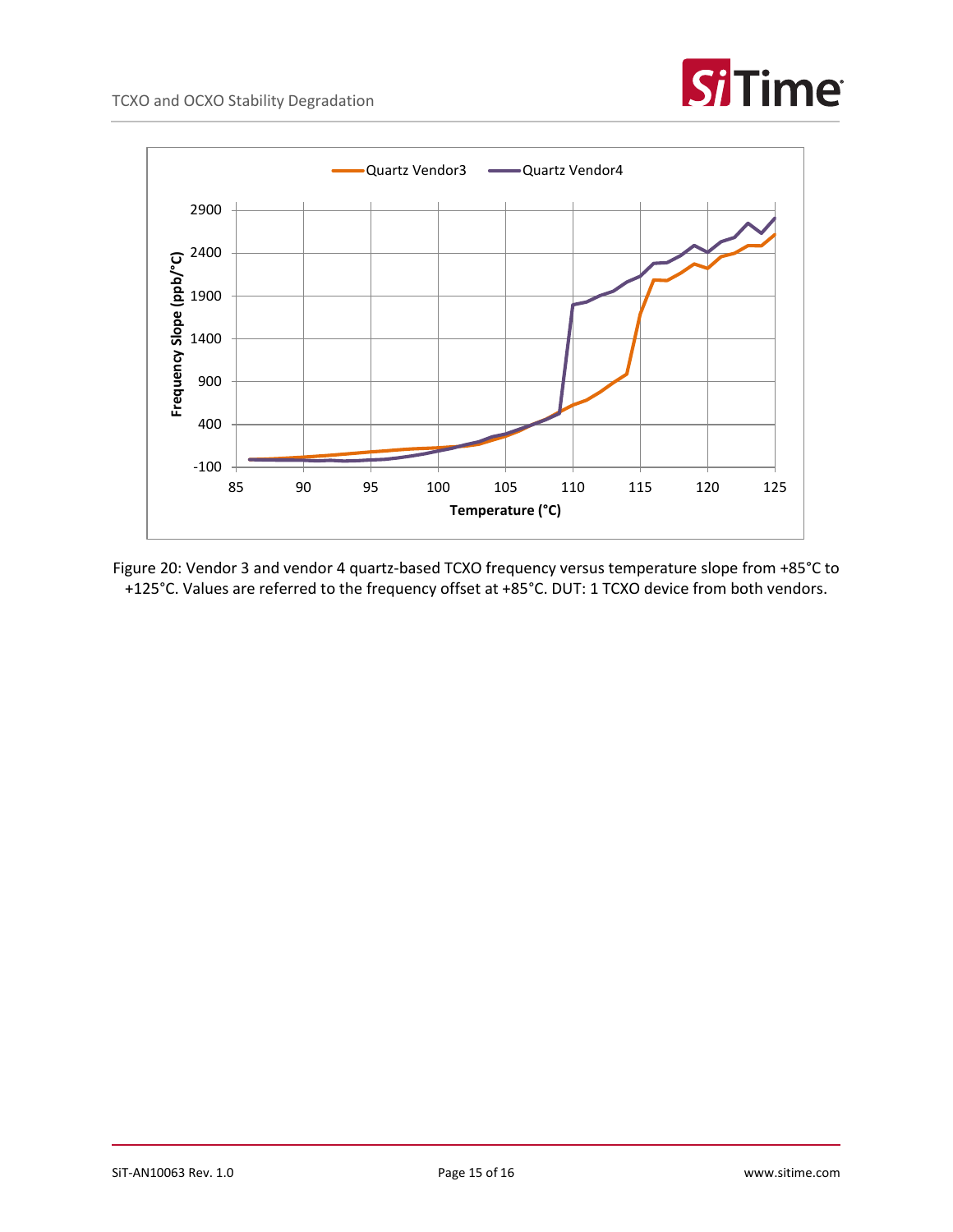Figure 20: Vendor 3 and vendor 4 quartz-based TCXO frequency versus temperature slope from +85°C to +125°C. Values are referred to the frequency offset at +85°C. DUT: 1 TCXO device from both vendors.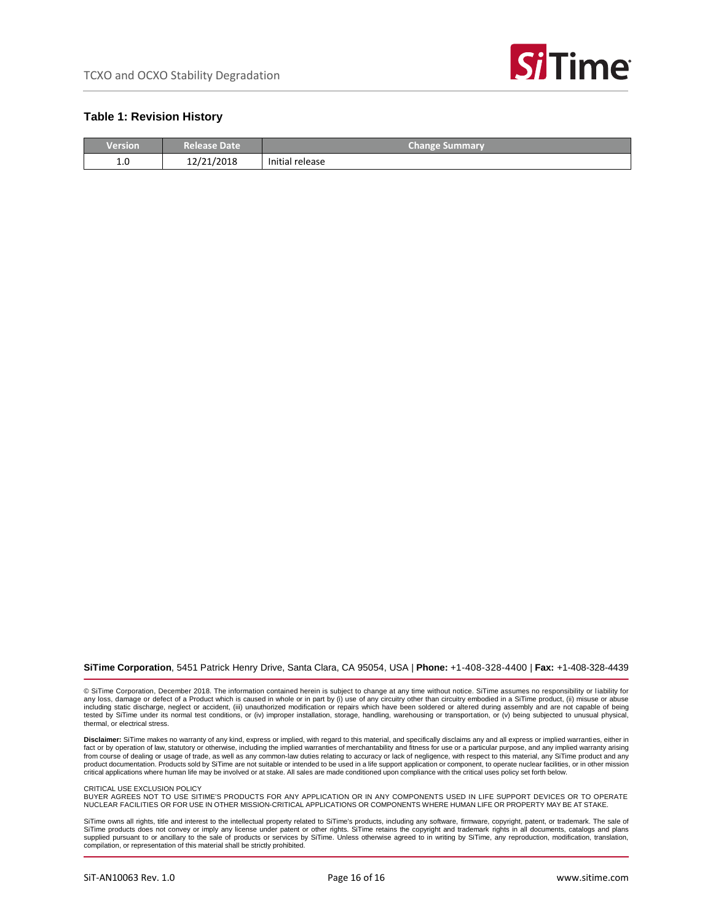### Table 1: Revision History

| Version | Release Date | Change Summary |
|---|---|---|
| 1.0 | 12/21/2018 | Initial release |

**SiTime Corporation**, 5451 Patrick Henry Drive, Santa Clara, CA 95054, USA | **Phone:** +1-408-328-4400 | **Fax:** +1-408-328-4439

© SiTime Corporation, December 2018. The information contained herein is subject to change at any time without notice. SiTime assumes no responsibility or liability for any loss, damage or defect of a Product which is caused in whole or in part by (i) use of any circuitry other than circuitry embodied in a SiTime product, (ii) misuse or abuse including static discharge, neglect or accident, (iii) unauthorized modification or repairs which have been soldered or altered during assembly and are not capable of being tested by SiTime under its normal test conditions, or (iv) improper installation, storage, handling, warehousing or transportation, or (v) being subjected to unusual physical, thermal, or electrical stress.

**Disclaimer:** SiTime makes no warranty of any kind, express or implied, with regard to this material, and specifically disclaims any and all express or implied warranties, either in fact or by operation of law, statutory or otherwise, including the implied warranties of merchantability and fitness for use or a particular purpose, and any implied warranty arising from course of dealing or usage of trade, as well as any common-law duties relating to accuracy or lack of negligence, with respect to this material, any SiTime product and any product documentation. Products sold by SiTime are not suitable or intended to be used in a life support application or component, to operate nuclear facilities, or in other mission critical applications where human life may be involved or at stake. All sales are made conditioned upon compliance with the critical uses policy set forth below.

CRITICAL USE EXCLUSION POLICY
BUYER AGREES NOT TO USE SITIME'S PRODUCTS FOR ANY APPLICATION OR IN ANY COMPONENTS USED IN LIFE SUPPORT DEVICES OR TO OPERATE NUCLEAR FACILITIES OR FOR USE IN OTHER MISSION-CRITICAL APPLICATIONS OR COMPONENTS WHERE HUMAN LIFE OR PROPERTY MAY BE AT STAKE.

SiTime owns all rights, title and interest to the intellectual property related to SiTime's products, including any software, firmware, copyright, patent, or trademark. The sale of SiTime products does not convey or imply any license under patent or other rights. SiTime retains the copyright and trademark rights in all documents, catalogs and plans supplied pursuant to or ancillary to the sale of products or services by SiTime. Unless otherwise agreed to in writing by SiTime, any reproduction, modification, translation, compilation, or representation of this material shall be strictly prohibited.